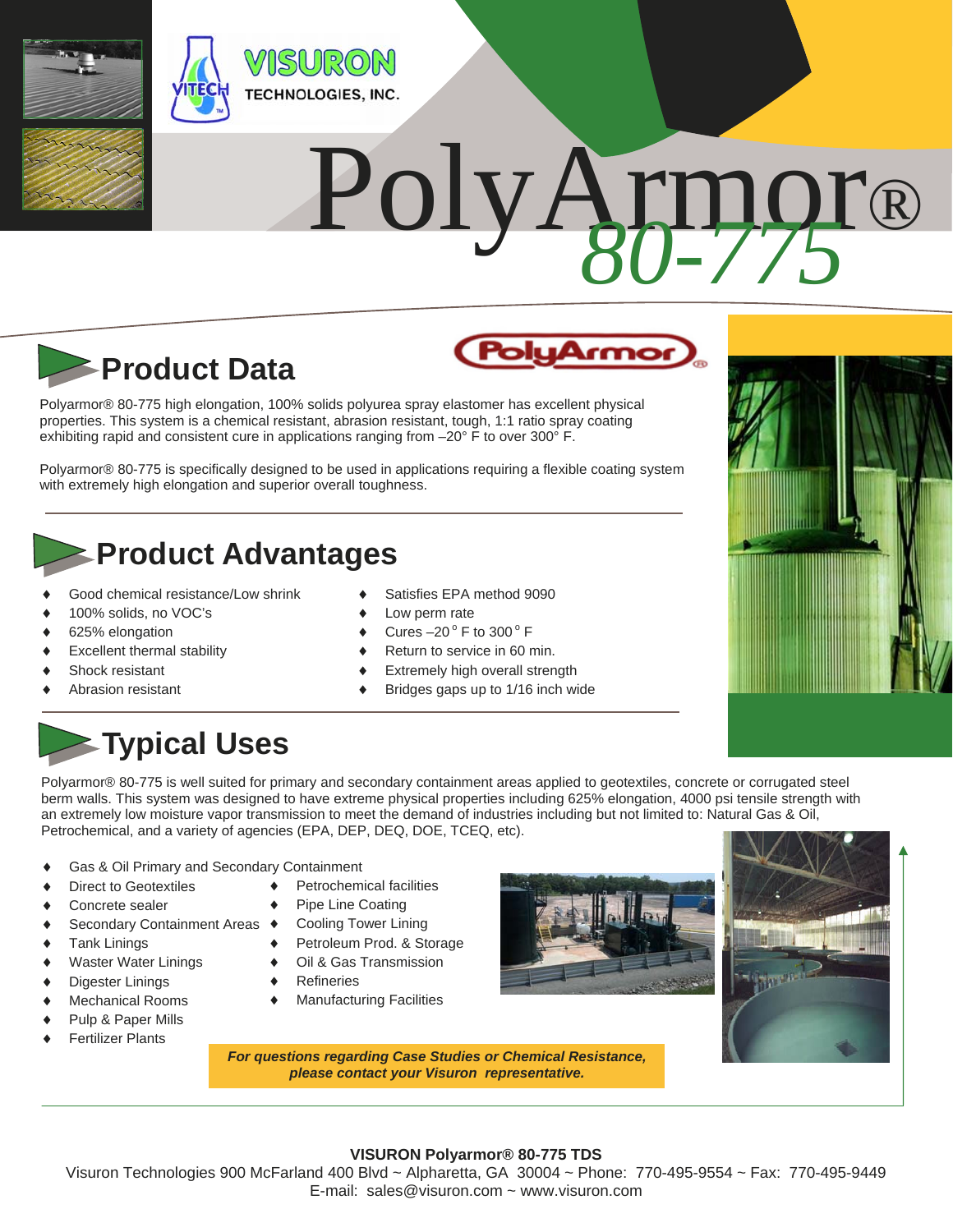VISURON

TECHNOLOGIES, INC.

# PolyArmor® 80-775

## Product Data

Polyarmor® 80-775 high elongation, 100% solids polyurea spray elastomer has excellent physical properties. This system is a chemical resistant, abrasion resistant, tough, 1:1 ratio spray coating exhibiting rapid and consistent cure in applications ranging from –20° F to over 300° F.

Polyarmor® 80-775 is specifically designed to be used in applications requiring a flexible coating system with extremely high elongation and superior overall toughness.

## Product Advantages

- Good chemical resistance/Low shrink
- 100% solids, no VOC's
- 625% elongation
- Excellent thermal stability
- Shock resistant
- Abrasion resistant
- Satisfies EPA method 9090
- Low perm rate
- Cures –20 ° F to 300 ° F
- Return to service in 60 min.
- Extremely high overall strength
- Bridges gaps up to 1/16 inch wide

## Typical Uses

Polyarmor® 80-775 is well suited for primary and secondary containment areas applied to geotextiles, concrete or corrugated steel berm walls. This system was designed to have extreme physical properties including 625% elongation, 4000 psi tensile strength with an extremely low moisture vapor transmission to meet the demand of industries including but not limited to: Natural Gas & Oil, Petrochemical, and a variety of agencies (EPA, DEP, DEQ, DOE, TCEQ, etc).

- Gas & Oil Primary and Secondary Containment
- Direct to Geotextiles
- Concrete sealer
- Secondary Containment Areas
- Tank Linings
- Waster Water Linings
- Digester Linings
- Mechanical Rooms
- Pulp & Paper Mills
- Fertilizer Plants
- Petrochemical facilities
- Pipe Line Coating
- Cooling Tower Lining
- Petroleum Prod. & Storage
- Oil & Gas Transmission
- Refineries
- Manufacturing Facilities

***For questions regarding Case Studies or Chemical Resistance, please contact your Visuron representative.***

**VISURON Polyarmor® 80-775 TDS**

Visuron Technologies 900 McFarland 400 Blvd ~ Alpharetta, GA 30004 ~ Phone: 770-495-9554 ~ Fax: 770-495-9449
E-mail: sales@visuron.com ~ www.visuron.com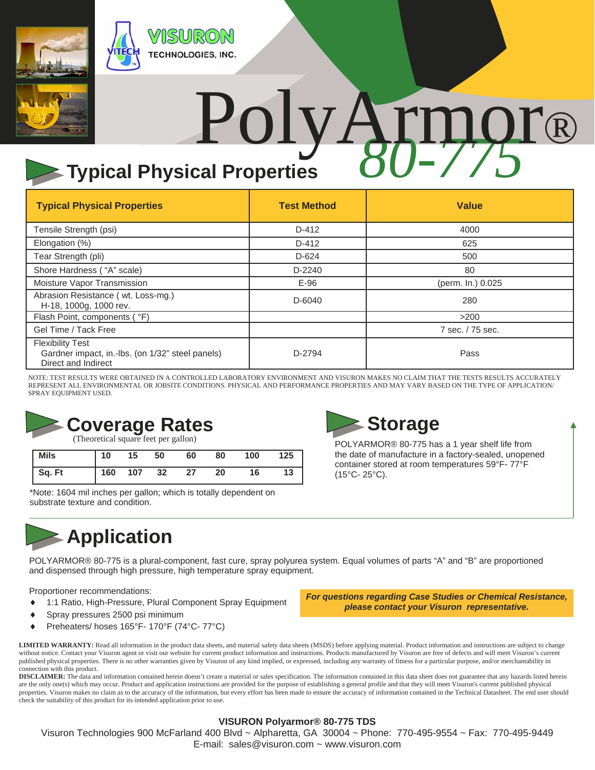VISURON TECHNOLOGIES, INC.

# PolyArmor® 80-775

## Typical Physical Properties

| Typical Physical Properties | Test Method | Value |
|---|---|---|
| Tensile Strength (psi) | D-412 | 4000 |
| Elongation (%) | D-412 | 625 |
| Tear Strength (pli) | D-624 | 500 |
| Shore Hardness ( "A" scale) | D-2240 | 80 |
| Moisture Vapor Transmission | E-96 | (perm. In.) 0.025 |
| Abrasion Resistance ( wt. Loss-mg.) H-18, 1000g, 1000 rev. | D-6040 | 280 |
| Flash Point, components ( °F) | | >200 |
| Gel Time / Tack Free | | 7 sec. / 75 sec. |
| Flexibility Test Gardner impact, in.-lbs. (on 1/32" steel panels) Direct and Indirect | D-2794 | Pass |

NOTE: TEST RESULTS WERE OBTAINED IN A CONTROLLED LABORATORY ENVIRONMENT AND VISURON MAKES NO CLAIM THAT THE TESTS RESULTS ACCURATELY REPRESENT ALL ENVIRONMENTAL OR JOBSITE CONDITIONS. PHYSICAL AND PERFORMANCE PROPERTIES AND MAY VARY BASED ON THE TYPE OF APPLICATION/ SPRAY EQUIPMENT USED.

## Coverage Rates

(Theoretical square feet per gallon)

| Mils | 10 | 15 | 50 | 60 | 80 | 100 | 125 |
|---|---|---|---|---|---|---|---|
| Sq. Ft | 160 | 107 | 32 | 27 | 20 | 16 | 13 |

*Note: 1604 mil inches per gallon; which is totally dependent on substrate texture and condition.

## Storage

POLYARMOR® 80-775 has a 1 year shelf life from the date of manufacture in a factory-sealed, unopened container stored at room temperatures 59°F- 77°F (15°C- 25°C).

## Application

POLYARMOR® 80-775 is a plural-component, fast cure, spray polyurea system. Equal volumes of parts "A" and "B" are proportioned and dispensed through high pressure, high temperature spray equipment.

Proportioner recommendations:

- 1:1 Ratio, High-Pressure, Plural Component Spray Equipment
- Spray pressures 2500 psi minimum
- Preheaters/ hoses 165°F- 170°F (74°C- 77°C)

***For questions regarding Case Studies or Chemical Resistance, please contact your Visuron representative.***

**LIMITED WARRANTY:** Read all information in the product data sheets, and material safety data sheets (MSDS) before applying material. Product information and instructions are subject to change without notice. Contact your Visuron agent or visit our website for current product information and instructions. Products manufactured by Visuron are free of defects and will meet Visuron's current published physical properties. There is no other warranties given by Visuron of any kind implied, or expressed, including any warranty of fitness for a particular purpose, and/or merchantability in connection with this product.

**DISCLAIMER:** The data and information contained herein doesn't create a material or sales specification. The information contained in this data sheet does not guarantee that any hazards listed herein are the only one(s) which may occur. Product and application instructions are provided for the purpose of establishing a general profile and that they will meet Visuron's current published physical properties. Visuron makes no claim as to the accuracy of the information, but every effort has been made to ensure the accuracy of information contained in the Technical Datasheet. The end user should check the suitability of this product for its intended application prior to use.

**VISURON Polyarmor® 80-775 TDS**

Visuron Technologies 900 McFarland 400 Blvd ~ Alpharetta, GA 30004 ~ Phone: 770-495-9554 ~ Fax: 770-495-9449

E-mail: sales@visuron.com ~ www.visuron.com